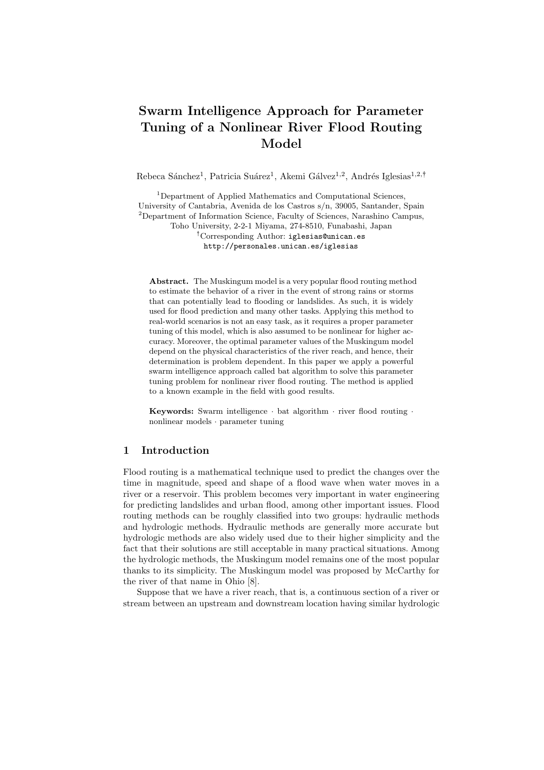# Swarm Intelligence Approach for Parameter Tuning of a Nonlinear River Flood Routing Model

Rebeca Sánchez[1], Patricia Suárez[1], Akemi Gálvez[1,2], Andrés Iglesias[1,2,†]

[1]Department of Applied Mathematics and Computational Sciences, University of Cantabria, Avenida de los Castros s/n, 39005, Santander, Spain
[2]Department of Information Science, Faculty of Sciences, Narashino Campus, Toho University, 2-2-1 Miyama, 274-8510, Funabashi, Japan
[†]Corresponding Author: iglesias@unican.es
http://personales.unican.es/iglesias

**Abstract.** The Muskingum model is a very popular flood routing method to estimate the behavior of a river in the event of strong rains or storms that can potentially lead to flooding or landslides. As such, it is widely used for flood prediction and many other tasks. Applying this method to real-world scenarios is not an easy task, as it requires a proper parameter tuning of this model, which is also assumed to be nonlinear for higher accuracy. Moreover, the optimal parameter values of the Muskingum model depend on the physical characteristics of the river reach, and hence, their determination is problem dependent. In this paper we apply a powerful swarm intelligence approach called bat algorithm to solve this parameter tuning problem for nonlinear river flood routing. The method is applied to a known example in the field with good results.

**Keywords:** Swarm intelligence · bat algorithm · river flood routing · nonlinear models · parameter tuning

## 1 Introduction

Flood routing is a mathematical technique used to predict the changes over the time in magnitude, speed and shape of a flood wave when water moves in a river or a reservoir. This problem becomes very important in water engineering for predicting landslides and urban flood, among other important issues. Flood routing methods can be roughly classified into two groups: hydraulic methods and hydrologic methods. Hydraulic methods are generally more accurate but hydrologic methods are also widely used due to their higher simplicity and the fact that their solutions are still acceptable in many practical situations. Among the hydrologic methods, the Muskingum model remains one of the most popular thanks to its simplicity. The Muskingum model was proposed by McCarthy for the river of that name in Ohio [8].

Suppose that we have a river reach, that is, a continuous section of a river or stream between an upstream and downstream location having similar hydrologic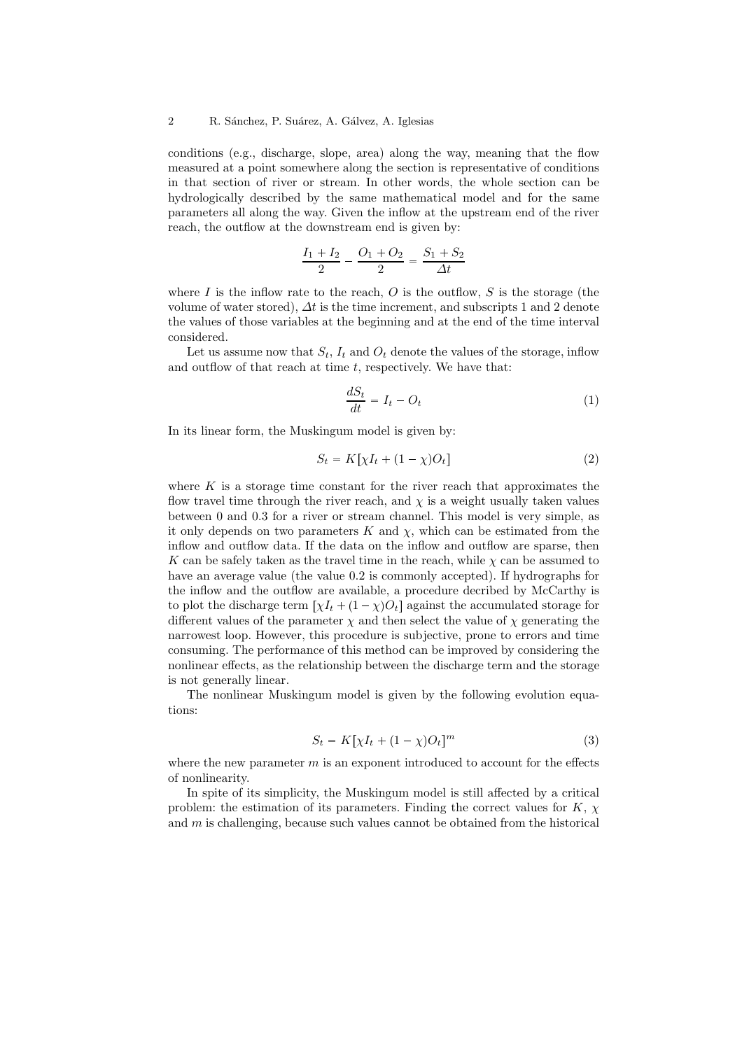conditions (e.g., discharge, slope, area) along the way, meaning that the flow measured at a point somewhere along the section is representative of conditions in that section of river or stream. In other words, the whole section can be hydrologically described by the same mathematical model and for the same parameters all along the way. Given the inflow at the upstream end of the river reach, the outflow at the downstream end is given by:

$$\frac{I_1 + I_2}{2} - \frac{O_1 + O_2}{2} = \frac{S_1 + S_2}{\Delta t}$$

where $I$ is the inflow rate to the reach, $O$ is the outflow, $S$ is the storage (the volume of water stored), $\Delta t$ is the time increment, and subscripts 1 and 2 denote the values of those variables at the beginning and at the end of the time interval considered.

Let us assume now that $S_t$, $I_t$ and $O_t$ denote the values of the storage, inflow and outflow of that reach at time $t$, respectively. We have that:

$$\frac{dS_t}{dt} = I_t - O_t \tag{1}$$

In its linear form, the Muskingum model is given by:

$$S_t = K\left[\chi I_t + (1 - \chi) O_t\right] \tag{2}$$

where $K$ is a storage time constant for the river reach that approximates the flow travel time through the river reach, and $\chi$ is a weight usually taken values between 0 and 0.3 for a river or stream channel. This model is very simple, as it only depends on two parameters $K$ and $\chi$, which can be estimated from the inflow and outflow data. If the data on the inflow and outflow are sparse, then $K$ can be safely taken as the travel time in the reach, while $\chi$ can be assumed to have an average value (the value 0.2 is commonly accepted). If hydrographs for the inflow and the outflow are available, a procedure decribed by McCarthy is to plot the discharge term $[\chi I_t + (1 - \chi) O_t]$ against the accumulated storage for different values of the parameter $\chi$ and then select the value of $\chi$ generating the narrowest loop. However, this procedure is subjective, prone to errors and time consuming. The performance of this method can be improved by considering the nonlinear effects, as the relationship between the discharge term and the storage is not generally linear.

The nonlinear Muskingum model is given by the following evolution equations:

$$S_t = K\left[\chi I_t + (1 - \chi) O_t\right]^m \tag{3}$$

where the new parameter $m$ is an exponent introduced to account for the effects of nonlinearity.

In spite of its simplicity, the Muskingum model is still affected by a critical problem: the estimation of its parameters. Finding the correct values for $K$, $\chi$ and $m$ is challenging, because such values cannot be obtained from the historical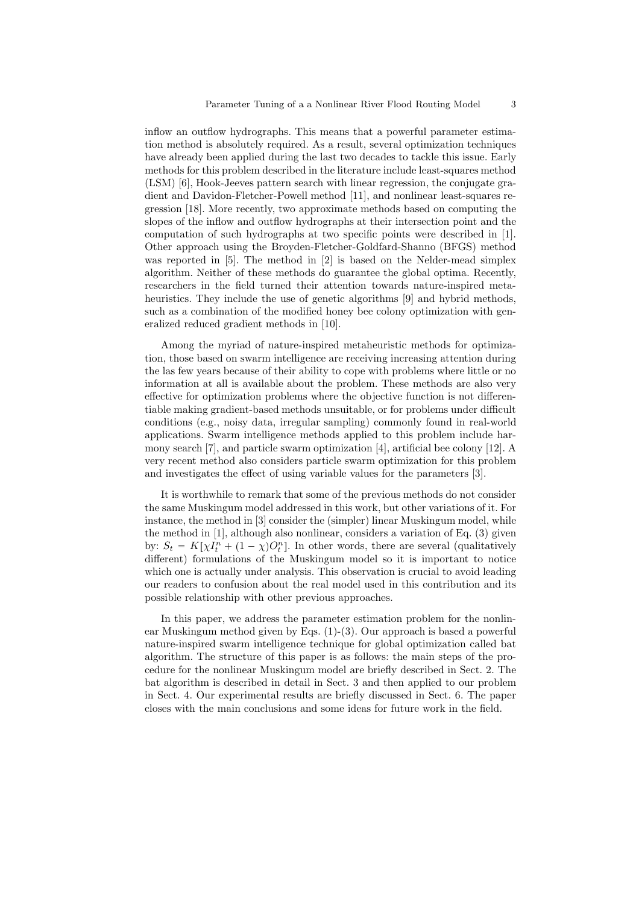inflow an outflow hydrographs. This means that a powerful parameter estimation method is absolutely required. As a result, several optimization techniques have already been applied during the last two decades to tackle this issue. Early methods for this problem described in the literature include least-squares method (LSM) [6], Hook-Jeeves pattern search with linear regression, the conjugate gradient and Davidon-Fletcher-Powell method [11], and nonlinear least-squares regression [18]. More recently, two approximate methods based on computing the slopes of the inflow and outflow hydrographs at their intersection point and the computation of such hydrographs at two specific points were described in [1]. Other approach using the Broyden-Fletcher-Goldfard-Shanno (BFGS) method was reported in [5]. The method in [2] is based on the Nelder-mead simplex algorithm. Neither of these methods do guarantee the global optima. Recently, researchers in the field turned their attention towards nature-inspired metaheuristics. They include the use of genetic algorithms [9] and hybrid methods, such as a combination of the modified honey bee colony optimization with generalized reduced gradient methods in [10].

Among the myriad of nature-inspired metaheuristic methods for optimization, those based on swarm intelligence are receiving increasing attention during the las few years because of their ability to cope with problems where little or no information at all is available about the problem. These methods are also very effective for optimization problems where the objective function is not differentiable making gradient-based methods unsuitable, or for problems under difficult conditions (e.g., noisy data, irregular sampling) commonly found in real-world applications. Swarm intelligence methods applied to this problem include harmony search [7], and particle swarm optimization [4], artificial bee colony [12]. A very recent method also considers particle swarm optimization for this problem and investigates the effect of using variable values for the parameters [3].

It is worthwhile to remark that some of the previous methods do not consider the same Muskingum model addressed in this work, but other variations of it. For instance, the method in [3] consider the (simpler) linear Muskingum model, while the method in [1], although also nonlinear, considers a variation of Eq. (3) given by: $S_t = K[\chi I_t^n + (1-\chi)O_t^n]$. In other words, there are several (qualitatively different) formulations of the Muskingum model so it is important to notice which one is actually under analysis. This observation is crucial to avoid leading our readers to confusion about the real model used in this contribution and its possible relationship with other previous approaches.

In this paper, we address the parameter estimation problem for the nonlinear Muskingum method given by Eqs. (1)-(3). Our approach is based a powerful nature-inspired swarm intelligence technique for global optimization called bat algorithm. The structure of this paper is as follows: the main steps of the procedure for the nonlinear Muskingum model are briefly described in Sect. 2. The bat algorithm is described in detail in Sect. 3 and then applied to our problem in Sect. 4. Our experimental results are briefly discussed in Sect. 6. The paper closes with the main conclusions and some ideas for future work in the field.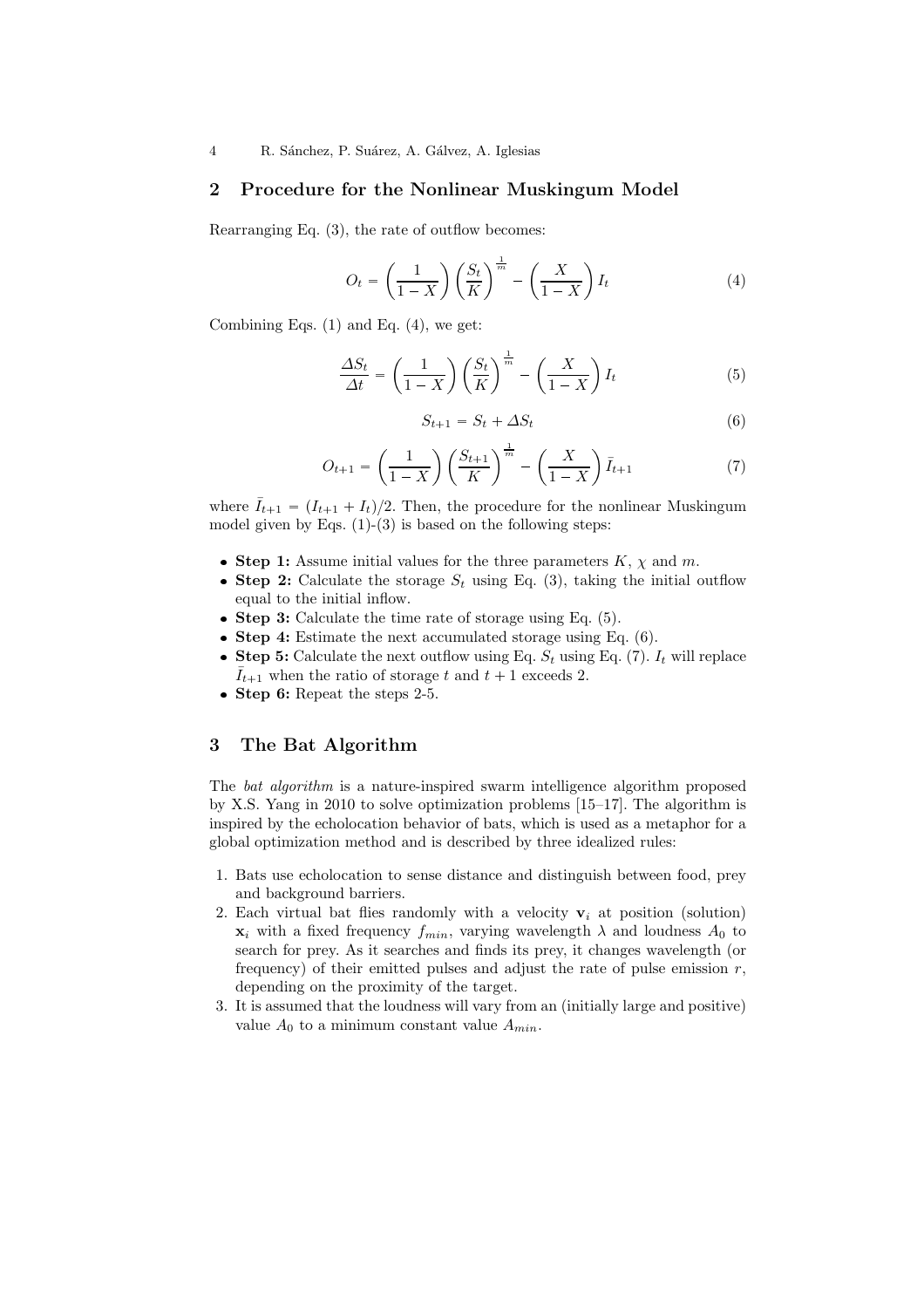## 2 Procedure for the Nonlinear Muskingum Model

Rearranging Eq. (3), the rate of outflow becomes:

$$O_t = \left(\frac{1}{1-X}\right)\left(\frac{S_t}{K}\right)^{\frac{1}{m}} - \left(\frac{X}{1-X}\right) I_t \tag{4}$$

Combining Eqs. (1) and Eq. (4), we get:

$$\frac{\Delta S_t}{\Delta t} = \left(\frac{1}{1-X}\right)\left(\frac{S_t}{K}\right)^{\frac{1}{m}} - \left(\frac{X}{1-X}\right) I_t \tag{5}$$

$$S_{t+1} = S_t + \Delta S_t \tag{6}$$

$$O_{t+1} = \left(\frac{1}{1-X}\right)\left(\frac{S_{t+1}}{K}\right)^{\frac{1}{m}} - \left(\frac{X}{1-X}\right) \bar{I}_{t+1} \tag{7}$$

where $\bar{I}_{t+1} = (I_{t+1} + I_t)/2$. Then, the procedure for the nonlinear Muskingum model given by Eqs. (1)-(3) is based on the following steps:

- **Step 1:** Assume initial values for the three parameters $K$, $\chi$ and $m$.
- **Step 2:** Calculate the storage $S_t$ using Eq. (3), taking the initial outflow equal to the initial inflow.
- **Step 3:** Calculate the time rate of storage using Eq. (5).
- **Step 4:** Estimate the next accumulated storage using Eq. (6).
- **Step 5:** Calculate the next outflow using Eq. $S_t$ using Eq. (7). $I_t$ will replace $\bar{I}_{t+1}$ when the ratio of storage $t$ and $t+1$ exceeds 2.
- **Step 6:** Repeat the steps 2-5.

## 3 The Bat Algorithm

The *bat algorithm* is a nature-inspired swarm intelligence algorithm proposed by X.S. Yang in 2010 to solve optimization problems [15–17]. The algorithm is inspired by the echolocation behavior of bats, which is used as a metaphor for a global optimization method and is described by three idealized rules:

1. Bats use echolocation to sense distance and distinguish between food, prey and background barriers.
2. Each virtual bat flies randomly with a velocity $\mathbf{v}_i$ at position (solution) $\mathbf{x}_i$ with a fixed frequency $f_{min}$, varying wavelength $\lambda$ and loudness $A_0$ to search for prey. As it searches and finds its prey, it changes wavelength (or frequency) of their emitted pulses and adjust the rate of pulse emission $r$, depending on the proximity of the target.
3. It is assumed that the loudness will vary from an (initially large and positive) value $A_0$ to a minimum constant value $A_{min}$.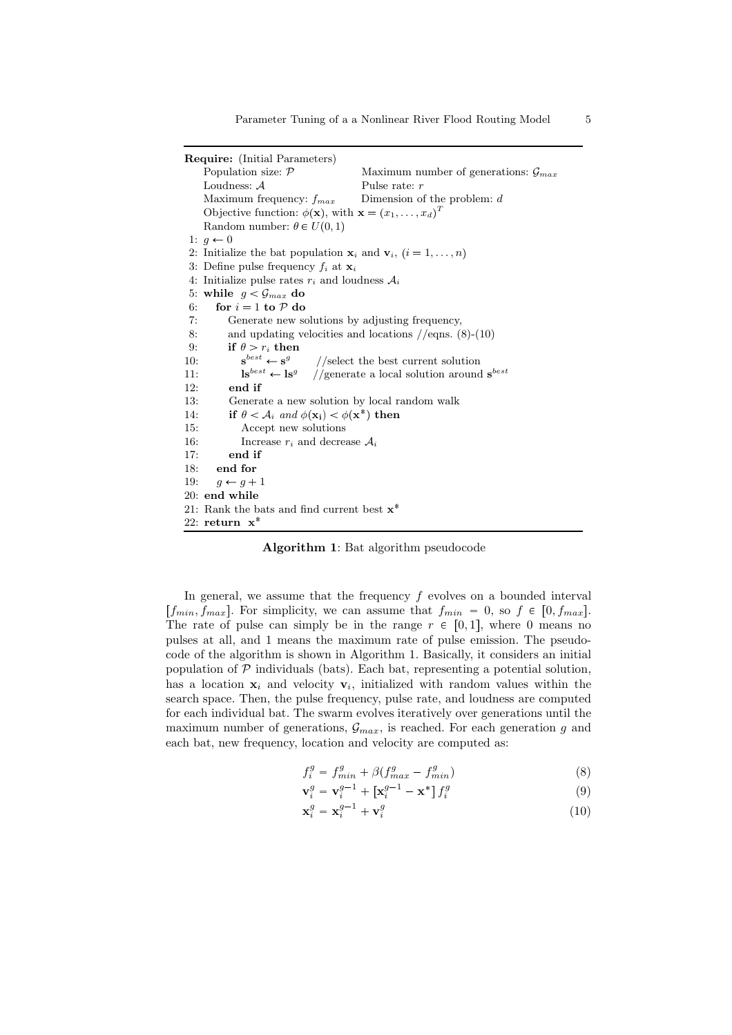---

**Require:** (Initial Parameters)

    Population size: $\mathcal{P}$                    Maximum number of generations: $\mathcal{G}_{max}$
    Loudness: $\mathcal{A}$                              Pulse rate: $r$
    Maximum frequency: $f_{max}$             Dimension of the problem: $d$
    Objective function: $\phi(\mathbf{x})$, with $\mathbf{x} = (x_1, \ldots, x_d)^T$
    Random number: $\theta \in U(0,1)$

1: $g \leftarrow 0$
2: Initialize the bat population $\mathbf{x}_i$ and $\mathbf{v}_i$, $(i = 1, \ldots, n)$
3: Define pulse frequency $f_i$ at $\mathbf{x}_i$
4: Initialize pulse rates $r_i$ and loudness $\mathcal{A}_i$
5: **while** $g < \mathcal{G}_{max}$ **do**
6:     **for** $i = 1$ **to** $\mathcal{P}$ **do**
7:         Generate new solutions by adjusting frequency,
8:         and updating velocities and locations //eqns. (8)-(10)
9:         **if** $\theta > r_i$ **then**
10:             $\mathbf{s}^{best} \leftarrow \mathbf{s}^{g}$         //select the best current solution
11:             $\mathbf{ls}^{best} \leftarrow \mathbf{ls}^{g}$     //generate a local solution around $\mathbf{s}^{best}$
12:         **end if**
13:         Generate a new solution by local random walk
14:         **if** $\theta < \mathcal{A}_i$ *and* $\phi(\mathbf{x_i}) < \phi(\mathbf{x}^*)$ **then**
15:             Accept new solutions
16:             Increase $r_i$ and decrease $\mathcal{A}_i$
17:         **end if**
18:     **end for**
19:     $g \leftarrow g + 1$
20: **end while**
21: Rank the bats and find current best $\mathbf{x}^*$
22: **return** $\mathbf{x}^*$

---

**Algorithm 1**: Bat algorithm pseudocode

In general, we assume that the frequency $f$ evolves on a bounded interval $[f_{min}, f_{max}]$. For simplicity, we can assume that $f_{min} = 0$, so $f \in [0, f_{max}]$. The rate of pulse can simply be in the range $r \in [0,1]$, where 0 means no pulses at all, and 1 means the maximum rate of pulse emission. The pseudocode of the algorithm is shown in Algorithm 1. Basically, it considers an initial population of $\mathcal{P}$ individuals (bats). Each bat, representing a potential solution, has a location $\mathbf{x}_i$ and velocity $\mathbf{v}_i$, initialized with random values within the search space. Then, the pulse frequency, pulse rate, and loudness are computed for each individual bat. The swarm evolves iteratively over generations until the maximum number of generations, $\mathcal{G}_{max}$, is reached. For each generation $g$ and each bat, new frequency, location and velocity are computed as:

$$f_i^g = f_{min}^g + \beta(f_{max}^g - f_{min}^g) \tag{8}$$

$$\mathbf{v}_i^g = \mathbf{v}_i^{g-1} + \left[\mathbf{x}_i^{g-1} - \mathbf{x}^*\right] f_i^g \tag{9}$$

$$\mathbf{x}_i^g = \mathbf{x}_i^{g-1} + \mathbf{v}_i^g \tag{10}$$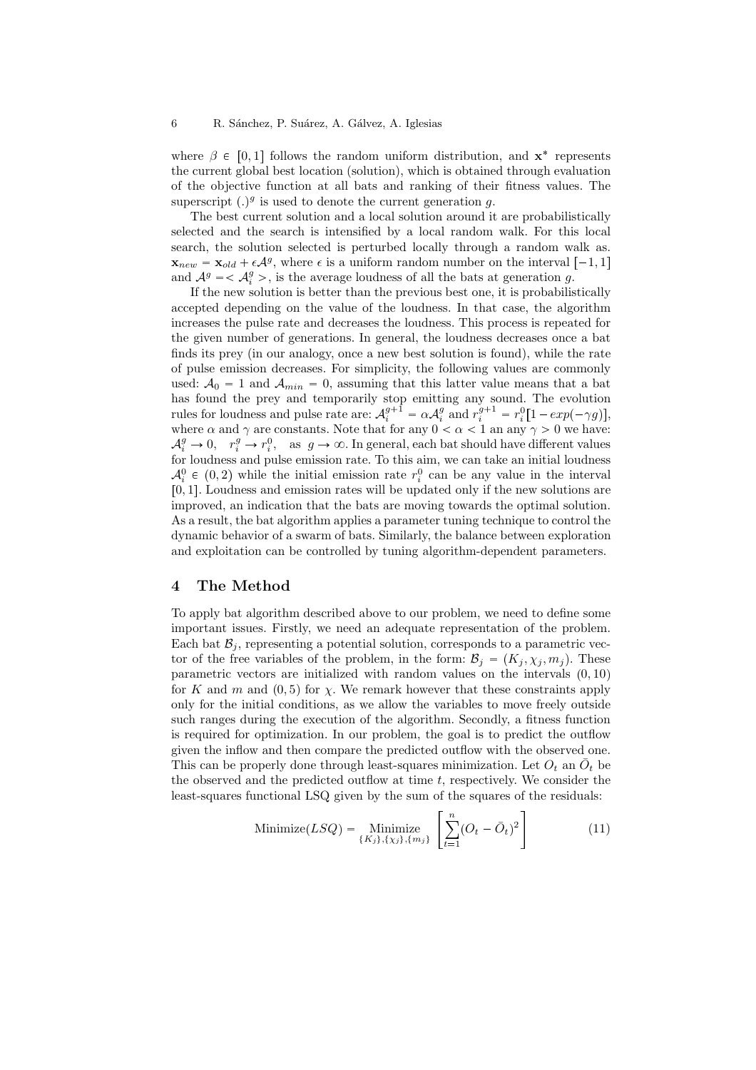where $\beta \in [0,1]$ follows the random uniform distribution, and $\mathbf{x}^*$ represents the current global best location (solution), which is obtained through evaluation of the objective function at all bats and ranking of their fitness values. The superscript $(.)^g$ is used to denote the current generation $g$.

The best current solution and a local solution around it are probabilistically selected and the search is intensified by a local random walk. For this local search, the solution selected is perturbed locally through a random walk as. $\mathbf{x}_{new} = \mathbf{x}_{old} + \epsilon \mathcal{A}^g$, where $\epsilon$ is a uniform random number on the interval $[-1,1]$ and $\mathcal{A}^g = < \mathcal{A}_i^g >$, is the average loudness of all the bats at generation $g$.

If the new solution is better than the previous best one, it is probabilistically accepted depending on the value of the loudness. In that case, the algorithm increases the pulse rate and decreases the loudness. This process is repeated for the given number of generations. In general, the loudness decreases once a bat finds its prey (in our analogy, once a new best solution is found), while the rate of pulse emission decreases. For simplicity, the following values are commonly used: $\mathcal{A}_0 = 1$ and $\mathcal{A}_{min} = 0$, assuming that this latter value means that a bat has found the prey and temporarily stop emitting any sound. The evolution rules for loudness and pulse rate are: $\mathcal{A}_i^{g+1} = \alpha \mathcal{A}_i^g$ and $r_i^{g+1} = r_i^0[1 - exp(-\gamma g)]$, where $\alpha$ and $\gamma$ are constants. Note that for any $0 < \alpha < 1$ an any $\gamma > 0$ we have: $\mathcal{A}_i^g \rightarrow 0, \quad r_i^g \rightarrow r_i^0, \quad \text{as} \;\; g \rightarrow \infty$. In general, each bat should have different values for loudness and pulse emission rate. To this aim, we can take an initial loudness $\mathcal{A}_i^0 \in (0,2)$ while the initial emission rate $r_i^0$ can be any value in the interval $[0,1]$. Loudness and emission rates will be updated only if the new solutions are improved, an indication that the bats are moving towards the optimal solution. As a result, the bat algorithm applies a parameter tuning technique to control the dynamic behavior of a swarm of bats. Similarly, the balance between exploration and exploitation can be controlled by tuning algorithm-dependent parameters.

## 4 The Method

To apply bat algorithm described above to our problem, we need to define some important issues. Firstly, we need an adequate representation of the problem. Each bat $\mathcal{B}_j$, representing a potential solution, corresponds to a parametric vector of the free variables of the problem, in the form: $\mathcal{B}_j = (K_j, \chi_j, m_j)$. These parametric vectors are initialized with random values on the intervals $(0,10)$ for $K$ and $m$ and $(0,5)$ for $\chi$. We remark however that these constraints apply only for the initial conditions, as we allow the variables to move freely outside such ranges during the execution of the algorithm. Secondly, a fitness function is required for optimization. In our problem, the goal is to predict the outflow given the inflow and then compare the predicted outflow with the observed one. This can be properly done through least-squares minimization. Let $O_t$ an $\bar{O}_t$ be the observed and the predicted outflow at time $t$, respectively. We consider the least-squares functional LSQ given by the sum of the squares of the residuals:

$$\text{Minimize}(LSQ) = \underset{\{K_j\},\{\chi_j\},\{m_j\}}{\text{Minimize}} \left[ \sum_{t=1}^{n} (O_t - \bar{O}_t)^2 \right] \tag{11}$$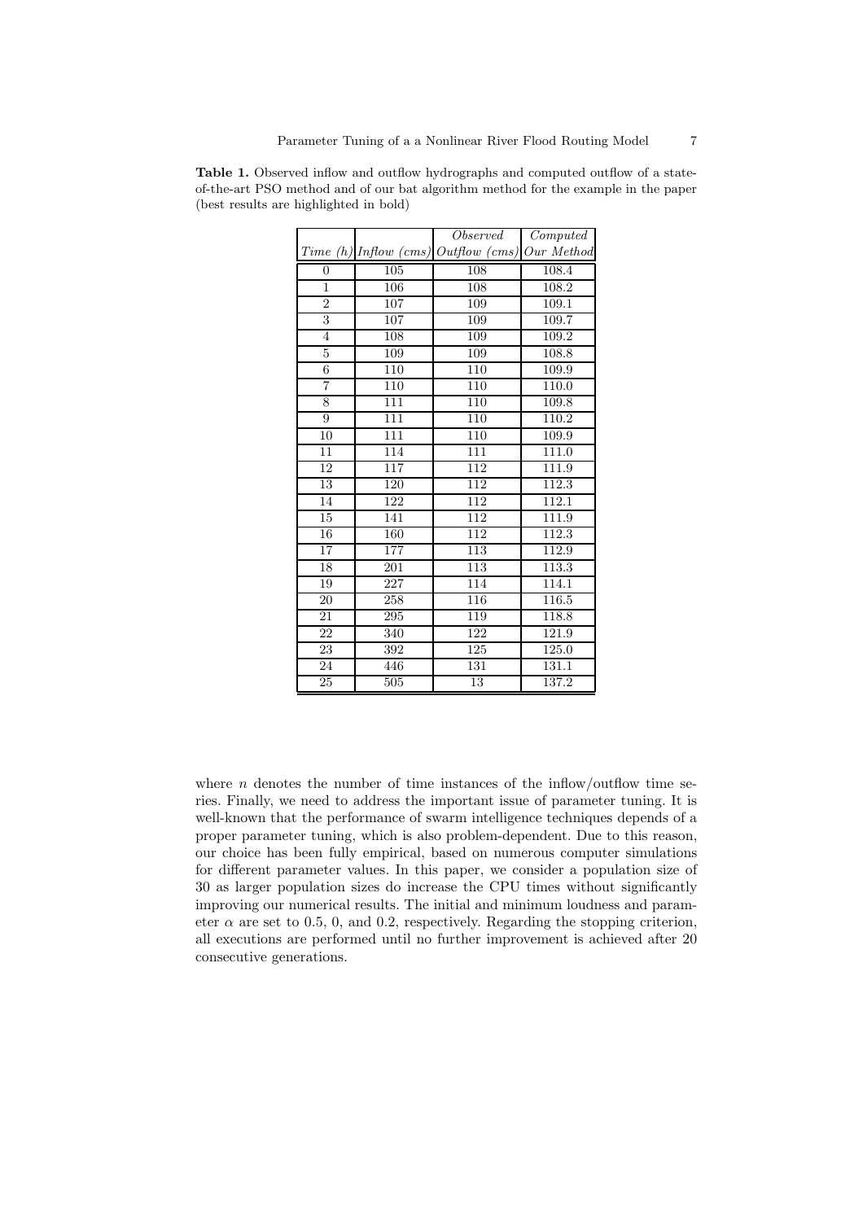**Table 1.** Observed inflow and outflow hydrographs and computed outflow of a state-of-the-art PSO method and of our bat algorithm method for the example in the paper (best results are highlighted in bold)

| | | *Observed* | *Computed* |
|---|---|---|---|
| *Time (h)* | *Inflow (cms)* | *Outflow (cms)* | *Our Method* |
| 0 | 105 | 108 | 108.4 |
| 1 | 106 | 108 | 108.2 |
| 2 | 107 | 109 | 109.1 |
| 3 | 107 | 109 | 109.7 |
| 4 | 108 | 109 | 109.2 |
| 5 | 109 | 109 | 108.8 |
| 6 | 110 | 110 | 109.9 |
| 7 | 110 | 110 | 110.0 |
| 8 | 111 | 110 | 109.8 |
| 9 | 111 | 110 | 110.2 |
| 10 | 111 | 110 | 109.9 |
| 11 | 114 | 111 | 111.0 |
| 12 | 117 | 112 | 111.9 |
| 13 | 120 | 112 | 112.3 |
| 14 | 122 | 112 | 112.1 |
| 15 | 141 | 112 | 111.9 |
| 16 | 160 | 112 | 112.3 |
| 17 | 177 | 113 | 112.9 |
| 18 | 201 | 113 | 113.3 |
| 19 | 227 | 114 | 114.1 |
| 20 | 258 | 116 | 116.5 |
| 21 | 295 | 119 | 118.8 |
| 22 | 340 | 122 | 121.9 |
| 23 | 392 | 125 | 125.0 |
| 24 | 446 | 131 | 131.1 |
| 25 | 505 | 13 | 137.2 |

where $n$ denotes the number of time instances of the inflow/outflow time series. Finally, we need to address the important issue of parameter tuning. It is well-known that the performance of swarm intelligence techniques depends of a proper parameter tuning, which is also problem-dependent. Due to this reason, our choice has been fully empirical, based on numerous computer simulations for different parameter values. In this paper, we consider a population size of 30 as larger population sizes do increase the CPU times without significantly improving our numerical results. The initial and minimum loudness and parameter $\alpha$ are set to 0.5, 0, and 0.2, respectively. Regarding the stopping criterion, all executions are performed until no further improvement is achieved after 20 consecutive generations.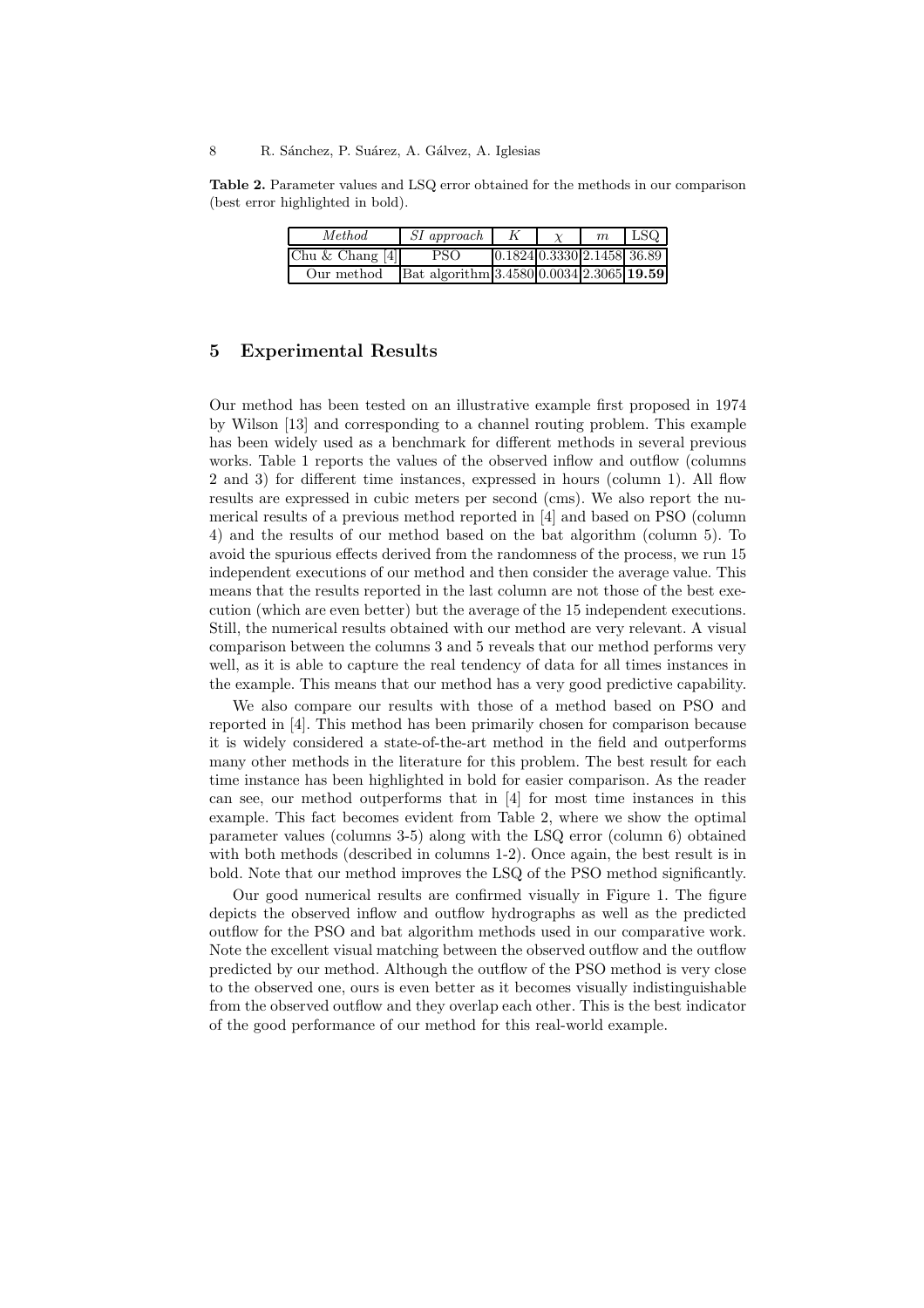**Table 2.** Parameter values and LSQ error obtained for the methods in our comparison (best error highlighted in bold).

| *Method* | *SI approach* | $K$ | $\chi$ | $m$ | LSQ |
|---|---|---|---|---|---|
| Chu & Chang [4] | PSO | 0.1824 | 0.3330 | 2.1458 | 36.89 |
| Our method | Bat algorithm | 3.4580 | 0.0034 | 2.3065 | **19.59** |

## 5 Experimental Results

Our method has been tested on an illustrative example first proposed in 1974 by Wilson [13] and corresponding to a channel routing problem. This example has been widely used as a benchmark for different methods in several previous works. Table 1 reports the values of the observed inflow and outflow (columns 2 and 3) for different time instances, expressed in hours (column 1). All flow results are expressed in cubic meters per second (cms). We also report the numerical results of a previous method reported in [4] and based on PSO (column 4) and the results of our method based on the bat algorithm (column 5). To avoid the spurious effects derived from the randomness of the process, we run 15 independent executions of our method and then consider the average value. This means that the results reported in the last column are not those of the best execution (which are even better) but the average of the 15 independent executions. Still, the numerical results obtained with our method are very relevant. A visual comparison between the columns 3 and 5 reveals that our method performs very well, as it is able to capture the real tendency of data for all times instances in the example. This means that our method has a very good predictive capability.

We also compare our results with those of a method based on PSO and reported in [4]. This method has been primarily chosen for comparison because it is widely considered a state-of-the-art method in the field and outperforms many other methods in the literature for this problem. The best result for each time instance has been highlighted in bold for easier comparison. As the reader can see, our method outperforms that in [4] for most time instances in this example. This fact becomes evident from Table 2, where we show the optimal parameter values (columns 3-5) along with the LSQ error (column 6) obtained with both methods (described in columns 1-2). Once again, the best result is in bold. Note that our method improves the LSQ of the PSO method significantly.

Our good numerical results are confirmed visually in Figure 1. The figure depicts the observed inflow and outflow hydrographs as well as the predicted outflow for the PSO and bat algorithm methods used in our comparative work. Note the excellent visual matching between the observed outflow and the outflow predicted by our method. Although the outflow of the PSO method is very close to the observed one, ours is even better as it becomes visually indistinguishable from the observed outflow and they overlap each other. This is the best indicator of the good performance of our method for this real-world example.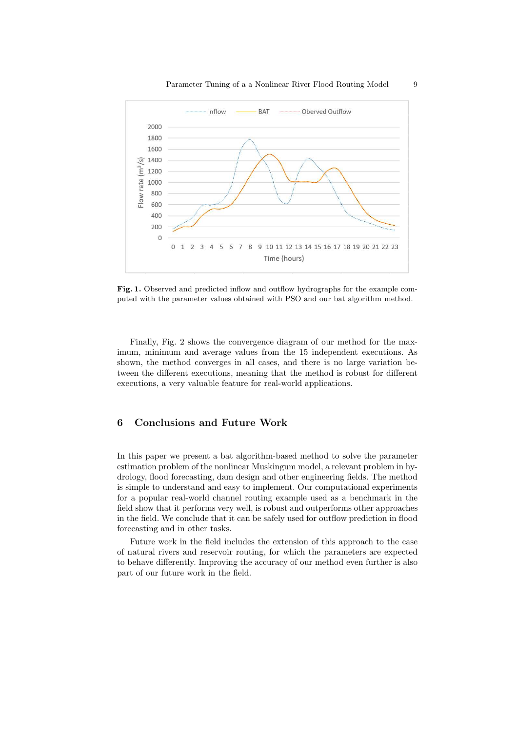**Fig. 1.** Observed and predicted inflow and outflow hydrographs for the example computed with the parameter values obtained with PSO and our bat algorithm method.

Finally, Fig. 2 shows the convergence diagram of our method for the maximum, minimum and average values from the 15 independent executions. As shown, the method converges in all cases, and there is no large variation between the different executions, meaning that the method is robust for different executions, a very valuable feature for real-world applications.

## 6 Conclusions and Future Work

In this paper we present a bat algorithm-based method to solve the parameter estimation problem of the nonlinear Muskingum model, a relevant problem in hydrology, flood forecasting, dam design and other engineering fields. The method is simple to understand and easy to implement. Our computational experiments for a popular real-world channel routing example used as a benchmark in the field show that it performs very well, is robust and outperforms other approaches in the field. We conclude that it can be safely used for outflow prediction in flood forecasting and in other tasks.

Future work in the field includes the extension of this approach to the case of natural rivers and reservoir routing, for which the parameters are expected to behave differently. Improving the accuracy of our method even further is also part of our future work in the field.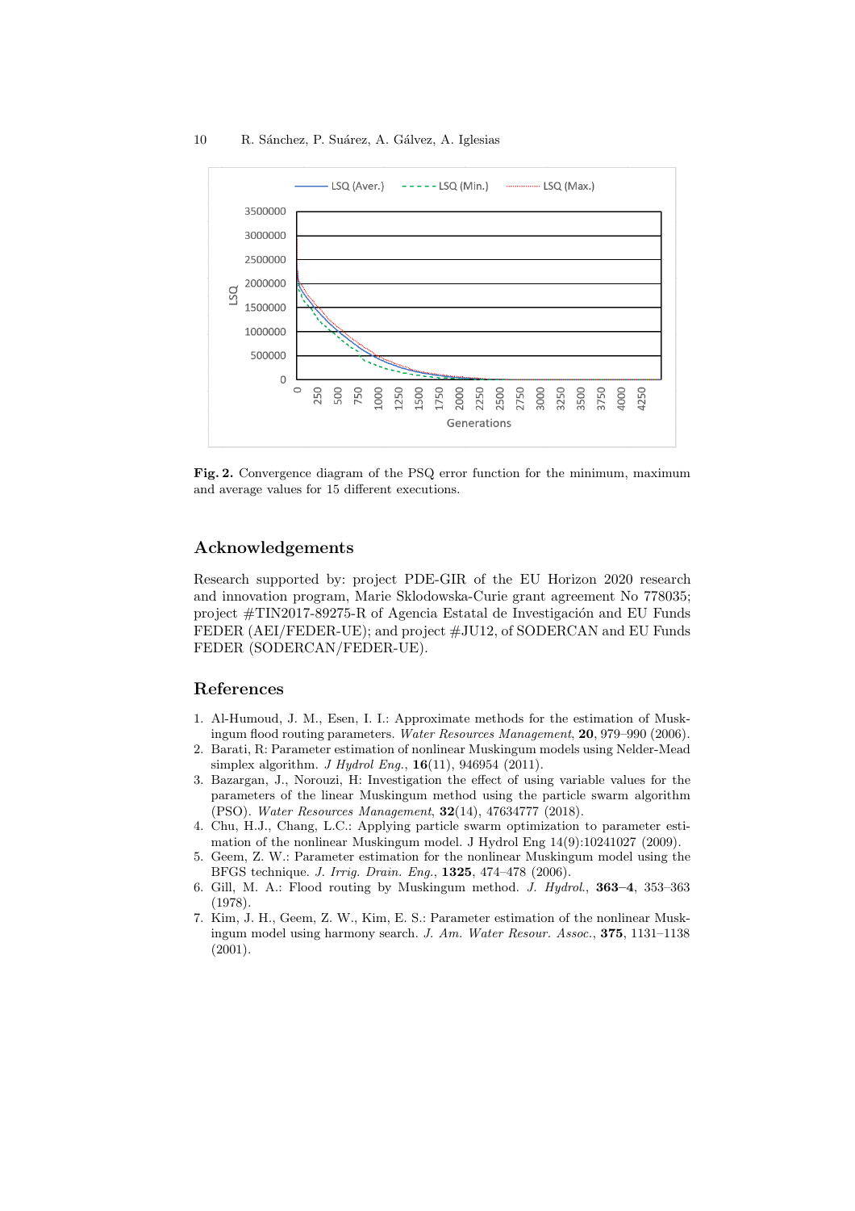**Fig. 2.** Convergence diagram of the PSQ error function for the minimum, maximum and average values for 15 different executions.

## Acknowledgements

Research supported by: project PDE-GIR of the EU Horizon 2020 research and innovation program, Marie Sklodowska-Curie grant agreement No 778035; project #TIN2017-89275-R of Agencia Estatal de Investigación and EU Funds FEDER (AEI/FEDER-UE); and project #JU12, of SODERCAN and EU Funds FEDER (SODERCAN/FEDER-UE).

## References

1. Al-Humoud, J. M., Esen, I. I.: Approximate methods for the estimation of Muskingum flood routing parameters. *Water Resources Management*, **20**, 979–990 (2006).
2. Barati, R: Parameter estimation of nonlinear Muskingum models using Nelder-Mead simplex algorithm. *J Hydrol Eng.*, **16**(11), 946954 (2011).
3. Bazargan, J., Norouzi, H: Investigation the effect of using variable values for the parameters of the linear Muskingum method using the particle swarm algorithm (PSO). *Water Resources Management*, **32**(14), 47634777 (2018).
4. Chu, H.J., Chang, L.C.: Applying particle swarm optimization to parameter estimation of the nonlinear Muskingum model. J Hydrol Eng 14(9):10241027 (2009).
5. Geem, Z. W.: Parameter estimation for the nonlinear Muskingum model using the BFGS technique. *J. Irrig. Drain. Eng.*, **1325**, 474–478 (2006).
6. Gill, M. A.: Flood routing by Muskingum method. *J. Hydrol.*, **363–4**, 353–363 (1978).
7. Kim, J. H., Geem, Z. W., Kim, E. S.: Parameter estimation of the nonlinear Muskingum model using harmony search. *J. Am. Water Resour. Assoc.*, **375**, 1131–1138 (2001).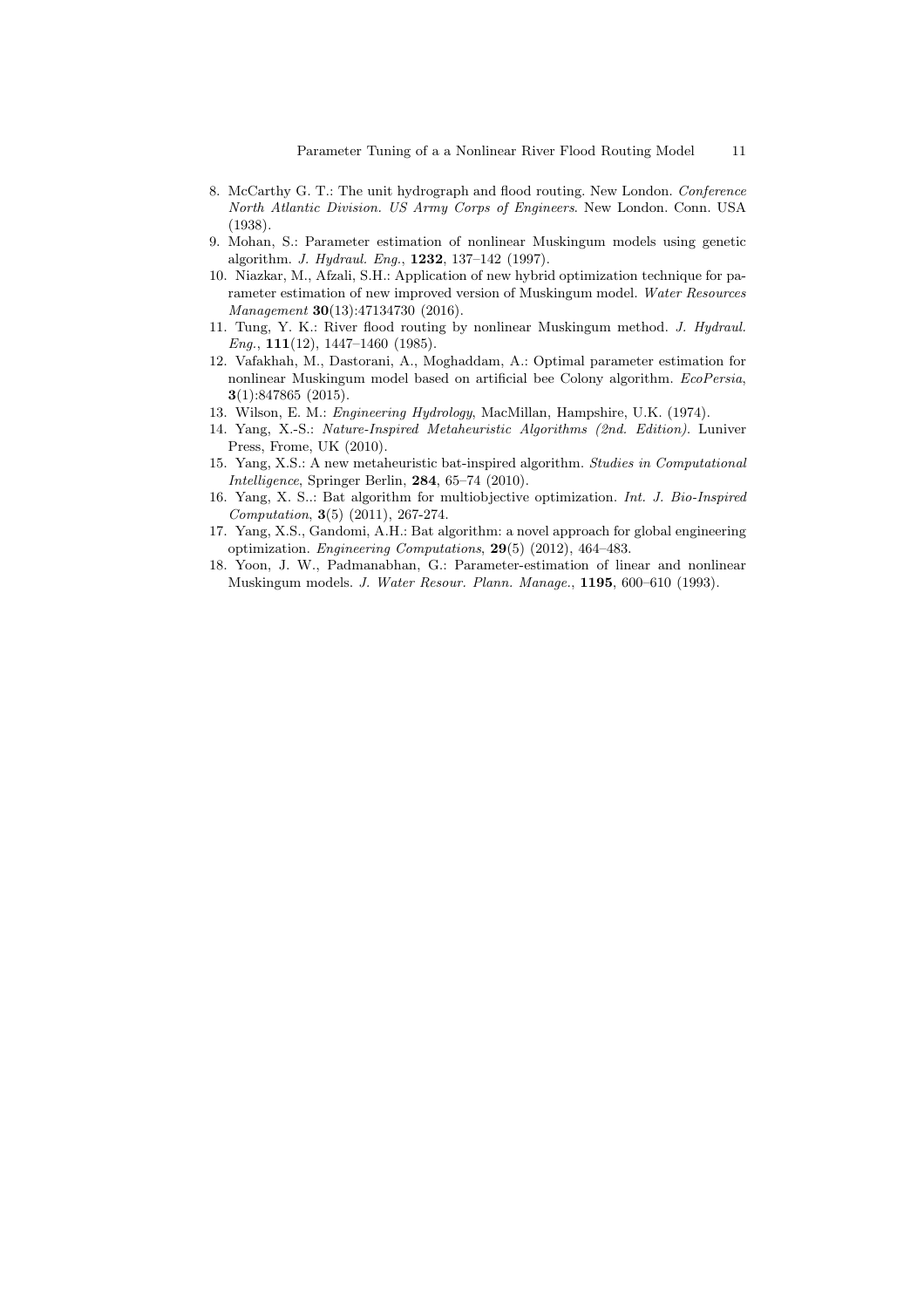8. McCarthy G. T.: The unit hydrograph and flood routing. New London. *Conference North Atlantic Division. US Army Corps of Engineers*. New London. Conn. USA (1938).
9. Mohan, S.: Parameter estimation of nonlinear Muskingum models using genetic algorithm. *J. Hydraul. Eng.*, **1232**, 137–142 (1997).
10. Niazkar, M., Afzali, S.H.: Application of new hybrid optimization technique for parameter estimation of new improved version of Muskingum model. *Water Resources Management* **30**(13):47134730 (2016).
11. Tung, Y. K.: River flood routing by nonlinear Muskingum method. *J. Hydraul. Eng.*, **111**(12), 1447–1460 (1985).
12. Vafakhah, M., Dastorani, A., Moghaddam, A.: Optimal parameter estimation for nonlinear Muskingum model based on artificial bee Colony algorithm. *EcoPersia*, **3**(1):847865 (2015).
13. Wilson, E. M.: *Engineering Hydrology*, MacMillan, Hampshire, U.K. (1974).
14. Yang, X.-S.: *Nature-Inspired Metaheuristic Algorithms (2nd. Edition)*. Luniver Press, Frome, UK (2010).
15. Yang, X.S.: A new metaheuristic bat-inspired algorithm. *Studies in Computational Intelligence*, Springer Berlin, **284**, 65–74 (2010).
16. Yang, X. S..: Bat algorithm for multiobjective optimization. *Int. J. Bio-Inspired Computation*, **3**(5) (2011), 267-274.
17. Yang, X.S., Gandomi, A.H.: Bat algorithm: a novel approach for global engineering optimization. *Engineering Computations*, **29**(5) (2012), 464–483.
18. Yoon, J. W., Padmanabhan, G.: Parameter-estimation of linear and nonlinear Muskingum models. *J. Water Resour. Plann. Manage.*, **1195**, 600–610 (1993).